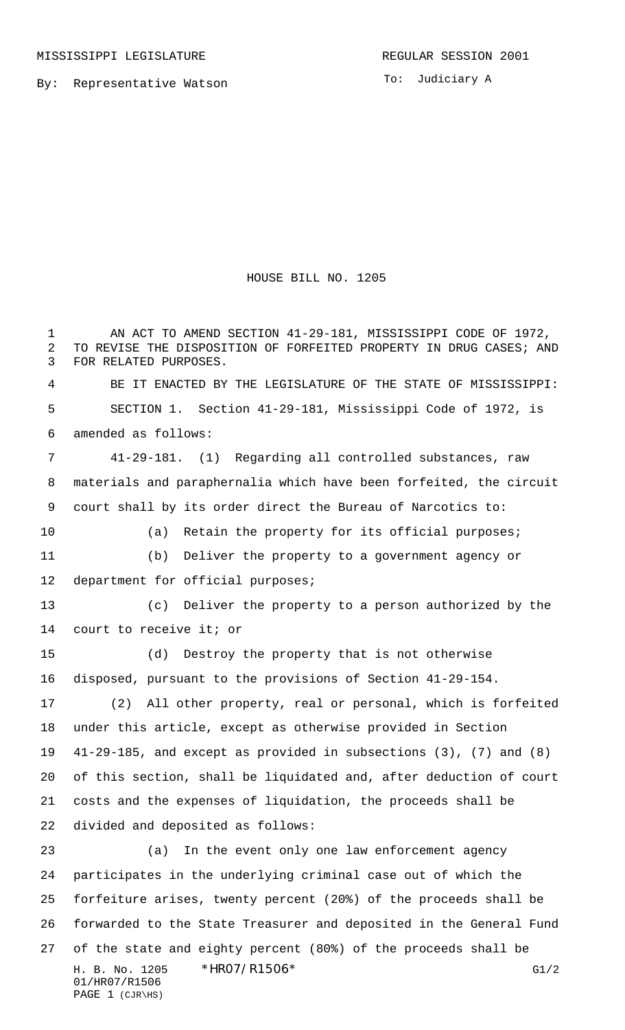MISSISSIPPI LEGISLATURE REGULAR SESSION 2001

By: Representative Watson

To: Judiciary A

# HOUSE BILL NO. 1205

AN ACT TO AMEND SECTION 41-29-181, MISSISSIPPI CODE OF 1972, TO REVISE THE DISPOSITION OF FORFEITED PROPERTY IN DRUG CASES; AND FOR RELATED PURPOSES.

BE IT ENACTED BY THE LEGISLATURE OF THE STATE OF MISSISSIPPI:

SECTION 1. Section 41-29-181, Mississippi Code of 1972, is amended as follows:

41-29-181. (1) Regarding all controlled substances, raw materials and paraphernalia which have been forfeited, the circuit court shall by its order direct the Bureau of Narcotics to:

(a) Retain the property for its official purposes;

(b) Deliver the property to a government agency or department for official purposes;

(c) Deliver the property to a person authorized by the court to receive it; or

(d) Destroy the property that is not otherwise disposed, pursuant to the provisions of Section 41-29-154.

(2) All other property, real or personal, which is forfeited under this article, except as otherwise provided in Section 41-29-185, and except as provided in subsections (3), (7) and (8) of this section, shall be liquidated and, after deduction of court costs and the expenses of liquidation, the proceeds shall be divided and deposited as follows:

(a) In the event only one law enforcement agency participates in the underlying criminal case out of which the forfeiture arises, twenty percent (20%) of the proceeds shall be forwarded to the State Treasurer and deposited in the General Fund of the state and eighty percent (80%) of the proceeds shall be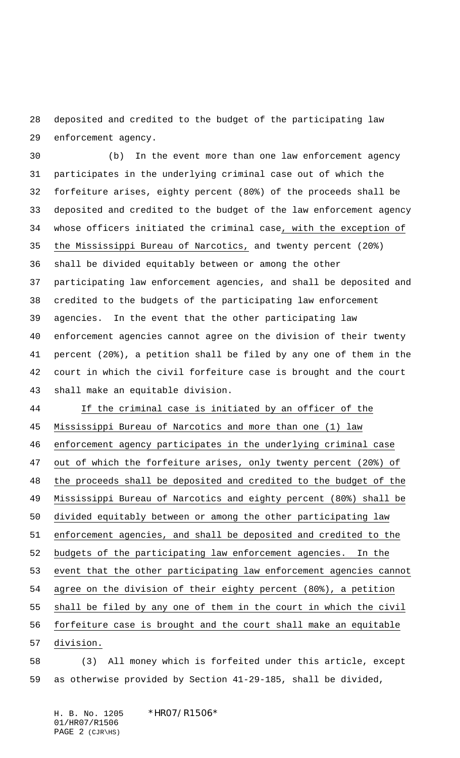deposited and credited to the budget of the participating law enforcement agency.

(b) In the event more than one law enforcement agency participates in the underlying criminal case out of which the forfeiture arises, eighty percent (80%) of the proceeds shall be deposited and credited to the budget of the law enforcement agency whose officers initiated the criminal case, with the exception of the Mississippi Bureau of Narcotics, and twenty percent (20%) shall be divided equitably between or among the other participating law enforcement agencies, and shall be deposited and credited to the budgets of the participating law enforcement agencies. In the event that the other participating law enforcement agencies cannot agree on the division of their twenty percent (20%), a petition shall be filed by any one of them in the court in which the civil forfeiture case is brought and the court shall make an equitable division.

If the criminal case is initiated by an officer of the Mississippi Bureau of Narcotics and more than one (1) law enforcement agency participates in the underlying criminal case out of which the forfeiture arises, only twenty percent (20%) of the proceeds shall be deposited and credited to the budget of the Mississippi Bureau of Narcotics and eighty percent (80%) shall be divided equitably between or among the other participating law enforcement agencies, and shall be deposited and credited to the budgets of the participating law enforcement agencies. In the event that the other participating law enforcement agencies cannot agree on the division of their eighty percent (80%), a petition shall be filed by any one of them in the court in which the civil forfeiture case is brought and the court shall make an equitable division.

(3) All money which is forfeited under this article, except as otherwise provided by Section 41-29-185, shall be divided,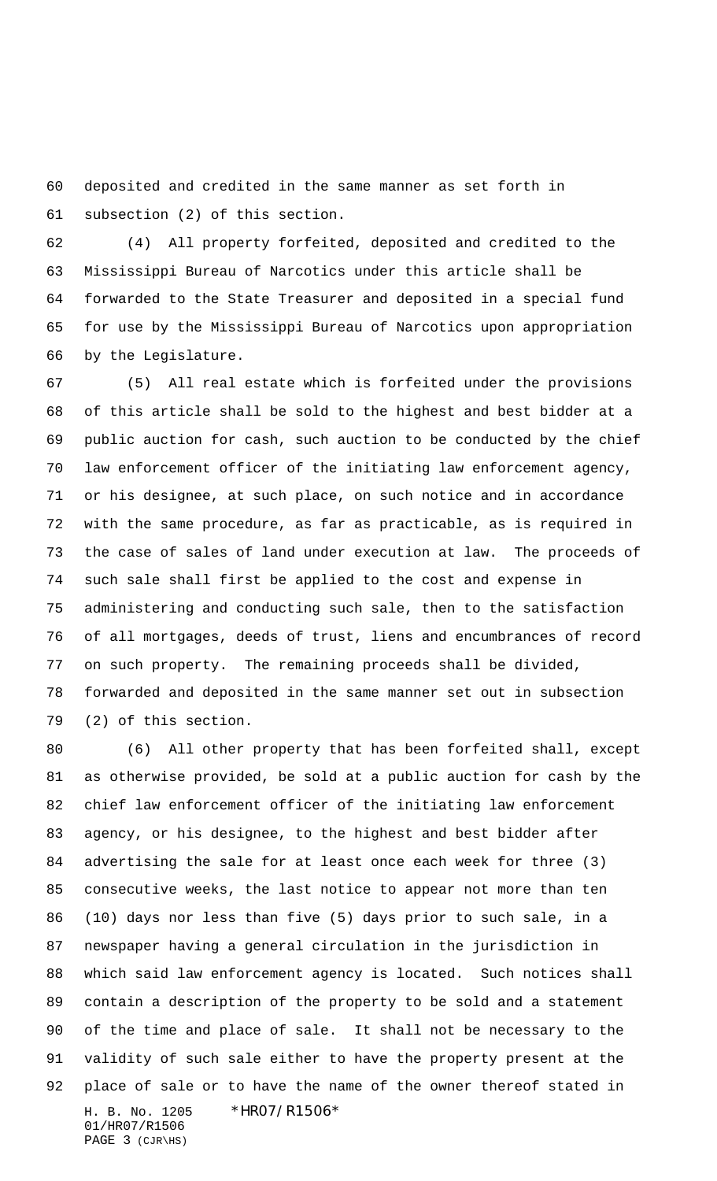deposited and credited in the same manner as set forth in subsection (2) of this section.

(4) All property forfeited, deposited and credited to the Mississippi Bureau of Narcotics under this article shall be forwarded to the State Treasurer and deposited in a special fund for use by the Mississippi Bureau of Narcotics upon appropriation by the Legislature.

(5) All real estate which is forfeited under the provisions of this article shall be sold to the highest and best bidder at a public auction for cash, such auction to be conducted by the chief law enforcement officer of the initiating law enforcement agency, or his designee, at such place, on such notice and in accordance with the same procedure, as far as practicable, as is required in the case of sales of land under execution at law. The proceeds of such sale shall first be applied to the cost and expense in administering and conducting such sale, then to the satisfaction of all mortgages, deeds of trust, liens and encumbrances of record on such property. The remaining proceeds shall be divided, forwarded and deposited in the same manner set out in subsection (2) of this section.

(6) All other property that has been forfeited shall, except as otherwise provided, be sold at a public auction for cash by the chief law enforcement officer of the initiating law enforcement agency, or his designee, to the highest and best bidder after advertising the sale for at least once each week for three (3) consecutive weeks, the last notice to appear not more than ten (10) days nor less than five (5) days prior to such sale, in a newspaper having a general circulation in the jurisdiction in which said law enforcement agency is located. Such notices shall contain a description of the property to be sold and a statement of the time and place of sale. It shall not be necessary to the validity of such sale either to have the property present at the place of sale or to have the name of the owner thereof stated in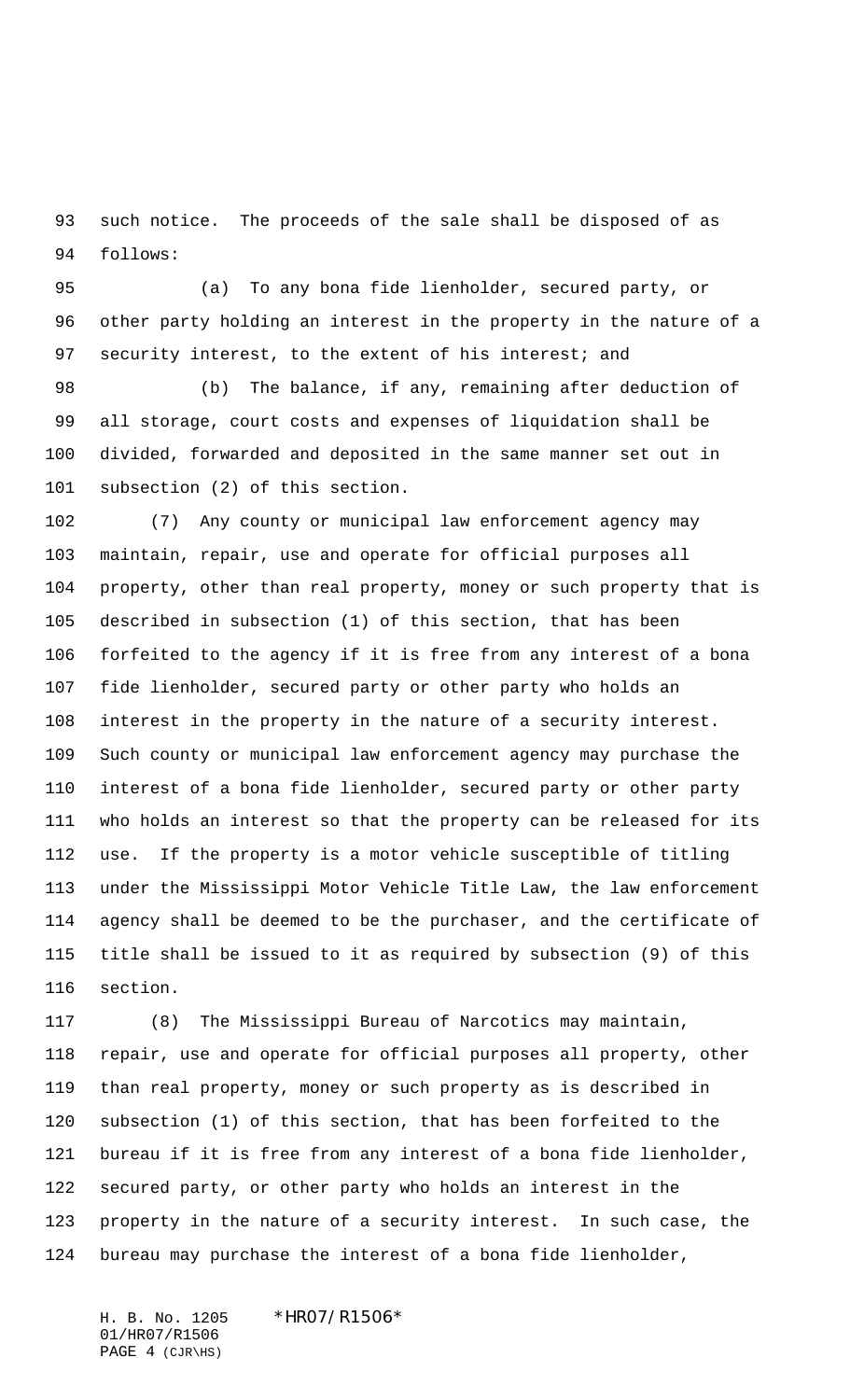such notice. The proceeds of the sale shall be disposed of as follows:

(a) To any bona fide lienholder, secured party, or other party holding an interest in the property in the nature of a security interest, to the extent of his interest; and

(b) The balance, if any, remaining after deduction of all storage, court costs and expenses of liquidation shall be divided, forwarded and deposited in the same manner set out in subsection (2) of this section.

(7) Any county or municipal law enforcement agency may maintain, repair, use and operate for official purposes all property, other than real property, money or such property that is described in subsection (1) of this section, that has been forfeited to the agency if it is free from any interest of a bona fide lienholder, secured party or other party who holds an interest in the property in the nature of a security interest. Such county or municipal law enforcement agency may purchase the interest of a bona fide lienholder, secured party or other party who holds an interest so that the property can be released for its use. If the property is a motor vehicle susceptible of titling under the Mississippi Motor Vehicle Title Law, the law enforcement agency shall be deemed to be the purchaser, and the certificate of title shall be issued to it as required by subsection (9) of this section.

(8) The Mississippi Bureau of Narcotics may maintain, repair, use and operate for official purposes all property, other than real property, money or such property as is described in subsection (1) of this section, that has been forfeited to the bureau if it is free from any interest of a bona fide lienholder, secured party, or other party who holds an interest in the property in the nature of a security interest. In such case, the bureau may purchase the interest of a bona fide lienholder,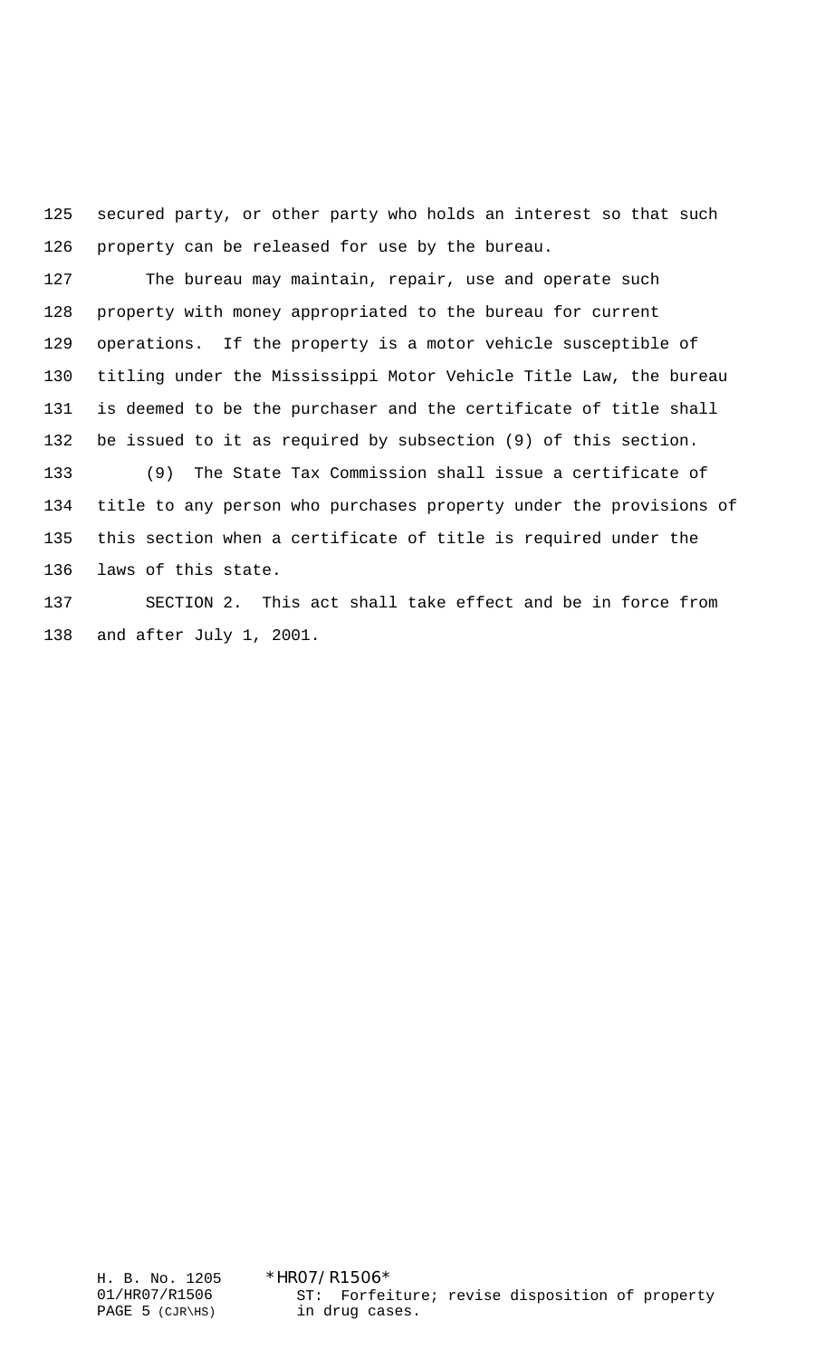secured party, or other party who holds an interest so that such property can be released for use by the bureau.

The bureau may maintain, repair, use and operate such property with money appropriated to the bureau for current operations. If the property is a motor vehicle susceptible of titling under the Mississippi Motor Vehicle Title Law, the bureau is deemed to be the purchaser and the certificate of title shall be issued to it as required by subsection (9) of this section.

(9) The State Tax Commission shall issue a certificate of title to any person who purchases property under the provisions of this section when a certificate of title is required under the laws of this state.

SECTION 2. This act shall take effect and be in force from and after July 1, 2001.